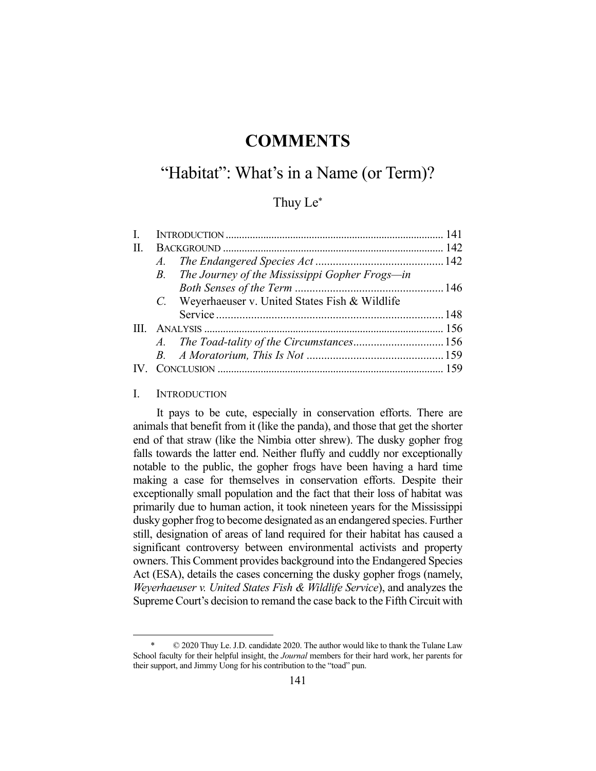# COMMENTS

## "Habitat": What's in a Name (or Term)?

Thuy Le*

| | | |
|---|---|---|
| I. | INTRODUCTION | 141 |
| II. | BACKGROUND | 142 |
| | *A. The Endangered Species Act* | 142 |
| | *B. The Journey of the Mississippi Gopher Frogs—in Both Senses of the Term* | 146 |
| | *C.* Weyerhaeuser v. United States Fish & Wildlife Service | 148 |
| III. | ANALYSIS | 156 |
| | *A. The Toad-tality of the Circumstances* | 156 |
| | *B. A Moratorium, This Is Not* | 159 |
| IV. | CONCLUSION | 159 |

### I. INTRODUCTION

It pays to be cute, especially in conservation efforts. There are animals that benefit from it (like the panda), and those that get the shorter end of that straw (like the Nimbia otter shrew). The dusky gopher frog falls towards the latter end. Neither fluffy and cuddly nor exceptionally notable to the public, the gopher frogs have been having a hard time making a case for themselves in conservation efforts. Despite their exceptionally small population and the fact that their loss of habitat was primarily due to human action, it took nineteen years for the Mississippi dusky gopher frog to become designated as an endangered species. Further still, designation of areas of land required for their habitat has caused a significant controversy between environmental activists and property owners. This Comment provides background into the Endangered Species Act (ESA), details the cases concerning the dusky gopher frogs (namely, *Weyerhaeuser v. United States Fish & Wildlife Service*), and analyzes the Supreme Court's decision to remand the case back to the Fifth Circuit with

---

\* © 2020 Thuy Le. J.D. candidate 2020. The author would like to thank the Tulane Law School faculty for their helpful insight, the *Journal* members for their hard work, her parents for their support, and Jimmy Uong for his contribution to the "toad" pun.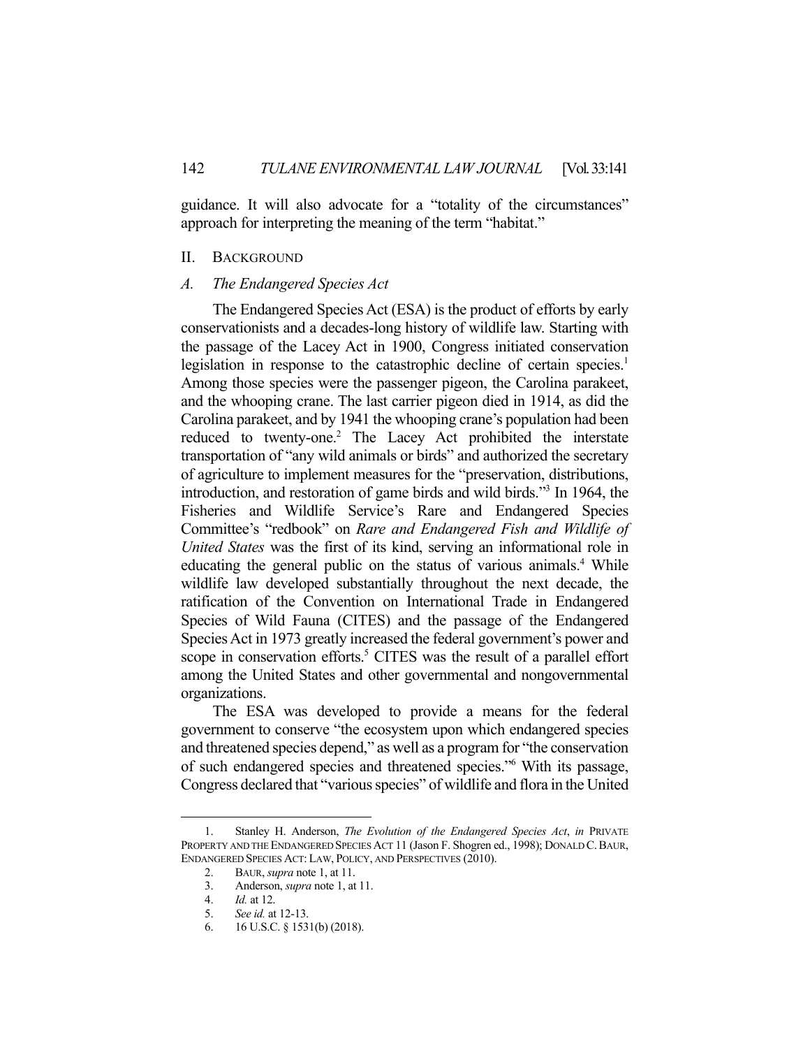guidance. It will also advocate for a "totality of the circumstances" approach for interpreting the meaning of the term "habitat."

## II. Background

### A. *The Endangered Species Act*

The Endangered Species Act (ESA) is the product of efforts by early conservationists and a decades-long history of wildlife law. Starting with the passage of the Lacey Act in 1900, Congress initiated conservation legislation in response to the catastrophic decline of certain species.[1] Among those species were the passenger pigeon, the Carolina parakeet, and the whooping crane. The last carrier pigeon died in 1914, as did the Carolina parakeet, and by 1941 the whooping crane's population had been reduced to twenty-one.[2] The Lacey Act prohibited the interstate transportation of "any wild animals or birds" and authorized the secretary of agriculture to implement measures for the "preservation, distributions, introduction, and restoration of game birds and wild birds."[3] In 1964, the Fisheries and Wildlife Service's Rare and Endangered Species Committee's "redbook" on *Rare and Endangered Fish and Wildlife of United States* was the first of its kind, serving an informational role in educating the general public on the status of various animals.[4] While wildlife law developed substantially throughout the next decade, the ratification of the Convention on International Trade in Endangered Species of Wild Fauna (CITES) and the passage of the Endangered Species Act in 1973 greatly increased the federal government's power and scope in conservation efforts.[5] CITES was the result of a parallel effort among the United States and other governmental and nongovernmental organizations.

The ESA was developed to provide a means for the federal government to conserve "the ecosystem upon which endangered species and threatened species depend," as well as a program for "the conservation of such endangered species and threatened species."[6] With its passage, Congress declared that "various species" of wildlife and flora in the United

---

1. Stanley H. Anderson, *The Evolution of the Endangered Species Act*, *in* PRIVATE PROPERTY AND THE ENDANGERED SPECIES ACT 11 (Jason F. Shogren ed., 1998); DONALD C. BAUR, ENDANGERED SPECIES ACT: LAW, POLICY, AND PERSPECTIVES (2010).
2. BAUR, *supra* note 1, at 11.
3. Anderson, *supra* note 1, at 11.
4. *Id.* at 12.
5. *See id.* at 12-13.
6. 16 U.S.C. § 1531(b) (2018).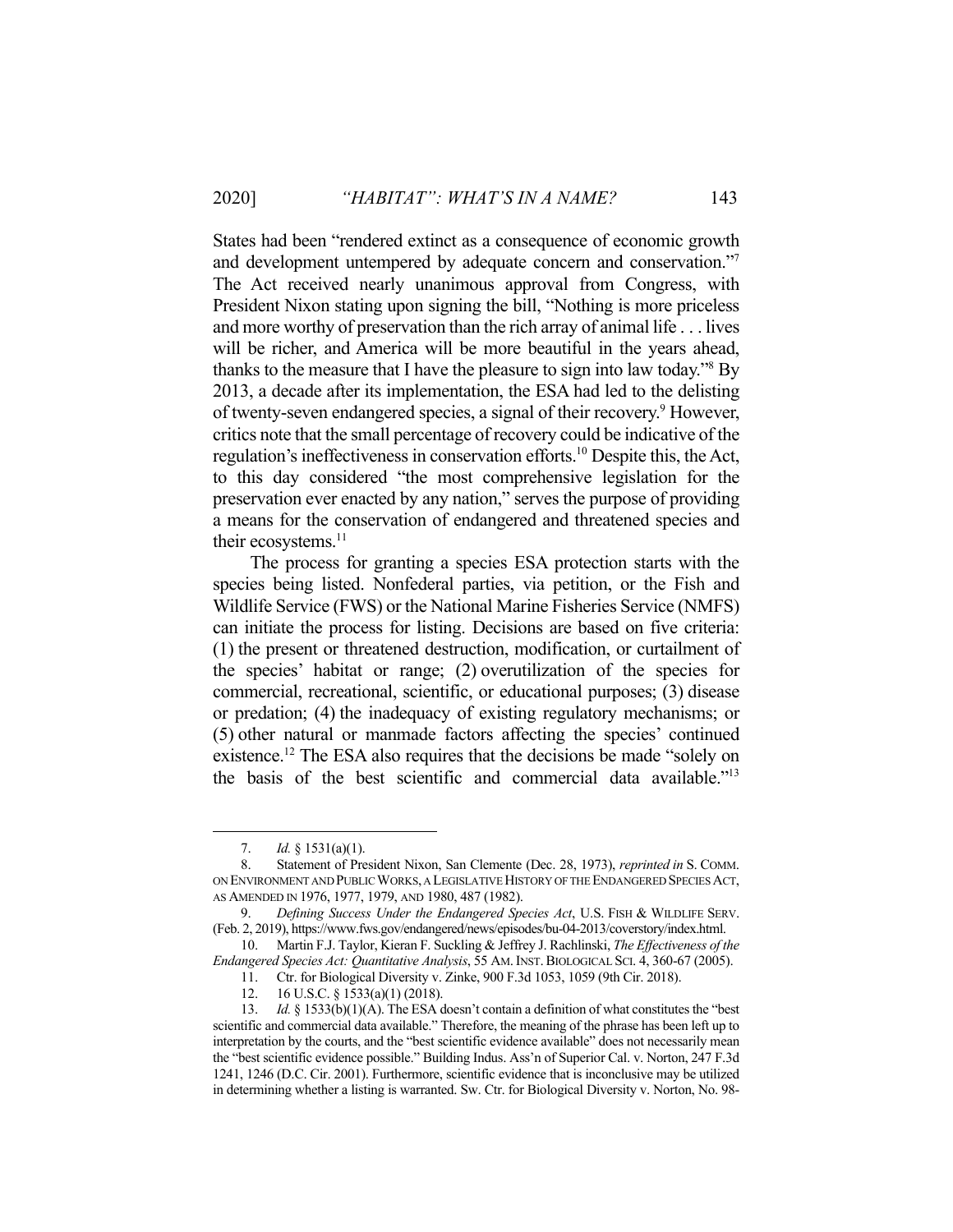States had been "rendered extinct as a consequence of economic growth and development untempered by adequate concern and conservation."[7] The Act received nearly unanimous approval from Congress, with President Nixon stating upon signing the bill, "Nothing is more priceless and more worthy of preservation than the rich array of animal life . . . lives will be richer, and America will be more beautiful in the years ahead, thanks to the measure that I have the pleasure to sign into law today."[8] By 2013, a decade after its implementation, the ESA had led to the delisting of twenty-seven endangered species, a signal of their recovery.[9] However, critics note that the small percentage of recovery could be indicative of the regulation's ineffectiveness in conservation efforts.[10] Despite this, the Act, to this day considered "the most comprehensive legislation for the preservation ever enacted by any nation," serves the purpose of providing a means for the conservation of endangered and threatened species and their ecosystems.[11]

The process for granting a species ESA protection starts with the species being listed. Nonfederal parties, via petition, or the Fish and Wildlife Service (FWS) or the National Marine Fisheries Service (NMFS) can initiate the process for listing. Decisions are based on five criteria: (1) the present or threatened destruction, modification, or curtailment of the species' habitat or range; (2) overutilization of the species for commercial, recreational, scientific, or educational purposes; (3) disease or predation; (4) the inadequacy of existing regulatory mechanisms; or (5) other natural or manmade factors affecting the species' continued existence.[12] The ESA also requires that the decisions be made "solely on the basis of the best scientific and commercial data available."[13]

---

7. *Id.* § 1531(a)(1).

8. Statement of President Nixon, San Clemente (Dec. 28, 1973), *reprinted in* S. COMM. ON ENVIRONMENT AND PUBLIC WORKS, A LEGISLATIVE HISTORY OF THE ENDANGERED SPECIES ACT, AS AMENDED IN 1976, 1977, 1979, AND 1980, 487 (1982).

9. *Defining Success Under the Endangered Species Act*, U.S. FISH & WILDLIFE SERV. (Feb. 2, 2019), https://www.fws.gov/endangered/news/episodes/bu-04-2013/coverstory/index.html.

10. Martin F.J. Taylor, Kieran F. Suckling & Jeffrey J. Rachlinski, *The Effectiveness of the Endangered Species Act: Quantitative Analysis*, 55 AM. INST. BIOLOGICAL SCI. 4, 360-67 (2005).

11. Ctr. for Biological Diversity v. Zinke, 900 F.3d 1053, 1059 (9th Cir. 2018).

12. 16 U.S.C. § 1533(a)(1) (2018).

13. *Id.* § 1533(b)(1)(A). The ESA doesn't contain a definition of what constitutes the "best scientific and commercial data available." Therefore, the meaning of the phrase has been left up to interpretation by the courts, and the "best scientific evidence available" does not necessarily mean the "best scientific evidence possible." Building Indus. Ass'n of Superior Cal. v. Norton, 247 F.3d 1241, 1246 (D.C. Cir. 2001). Furthermore, scientific evidence that is inconclusive may be utilized in determining whether a listing is warranted. Sw. Ctr. for Biological Diversity v. Norton, No. 98-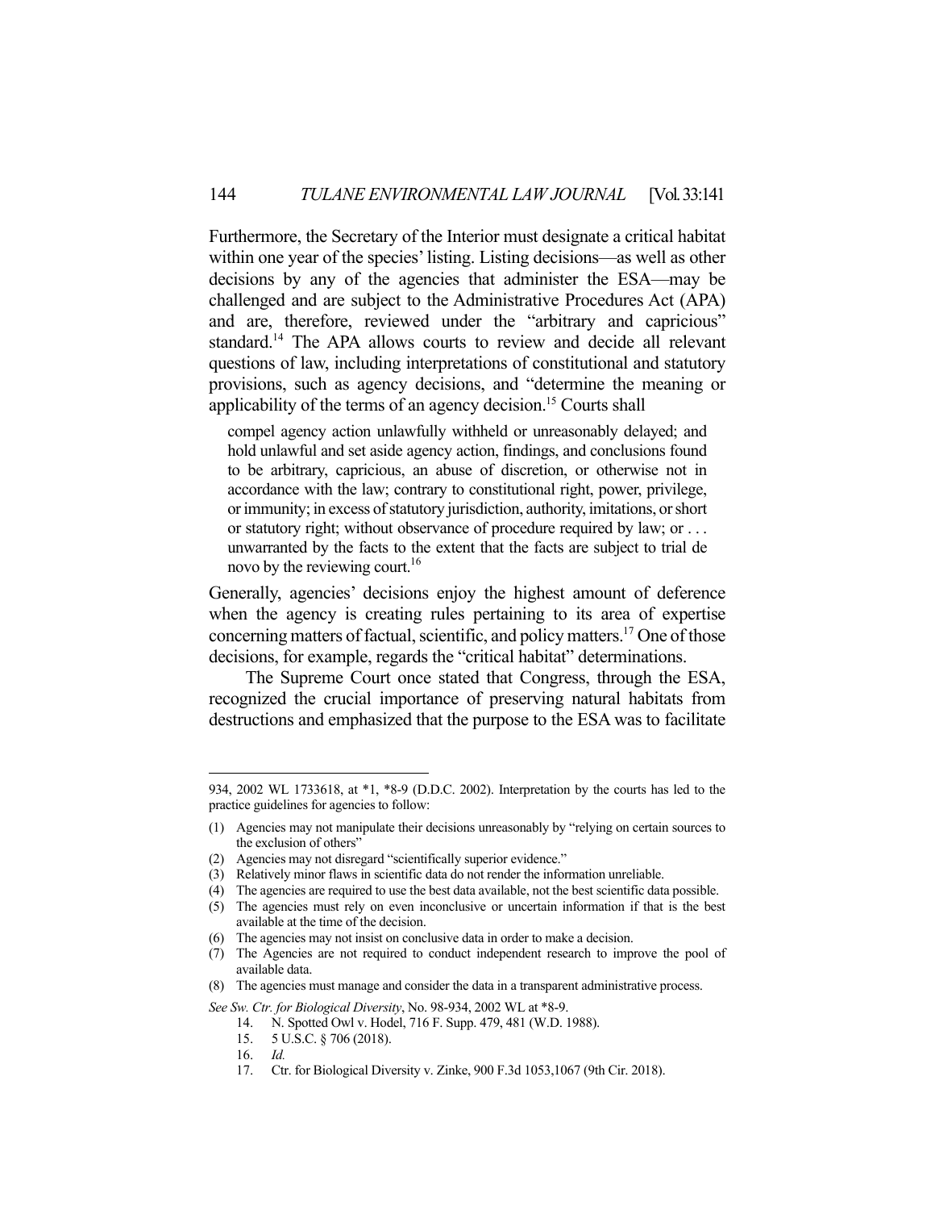Furthermore, the Secretary of the Interior must designate a critical habitat within one year of the species' listing. Listing decisions—as well as other decisions by any of the agencies that administer the ESA—may be challenged and are subject to the Administrative Procedures Act (APA) and are, therefore, reviewed under the "arbitrary and capricious" standard.[14] The APA allows courts to review and decide all relevant questions of law, including interpretations of constitutional and statutory provisions, such as agency decisions, and "determine the meaning or applicability of the terms of an agency decision.[15] Courts shall

> compel agency action unlawfully withheld or unreasonably delayed; and hold unlawful and set aside agency action, findings, and conclusions found to be arbitrary, capricious, an abuse of discretion, or otherwise not in accordance with the law; contrary to constitutional right, power, privilege, or immunity; in excess of statutory jurisdiction, authority, imitations, or short or statutory right; without observance of procedure required by law; or . . . unwarranted by the facts to the extent that the facts are subject to trial de novo by the reviewing court.[16]

Generally, agencies' decisions enjoy the highest amount of deference when the agency is creating rules pertaining to its area of expertise concerning matters of factual, scientific, and policy matters.[17] One of those decisions, for example, regards the "critical habitat" determinations.

The Supreme Court once stated that Congress, through the ESA, recognized the crucial importance of preserving natural habitats from destructions and emphasized that the purpose to the ESA was to facilitate

---

934, 2002 WL 1733618, at *1, *8-9 (D.D.C. 2002). Interpretation by the courts has led to the practice guidelines for agencies to follow:

(1) Agencies may not manipulate their decisions unreasonably by "relying on certain sources to the exclusion of others"
(2) Agencies may not disregard "scientifically superior evidence."
(3) Relatively minor flaws in scientific data do not render the information unreliable.
(4) The agencies are required to use the best data available, not the best scientific data possible.
(5) The agencies must rely on even inconclusive or uncertain information if that is the best available at the time of the decision.
(6) The agencies may not insist on conclusive data in order to make a decision.
(7) The Agencies are not required to conduct independent research to improve the pool of available data.
(8) The agencies must manage and consider the data in a transparent administrative process.

*See Sw. Ctr. for Biological Diversity*, No. 98-934, 2002 WL at *8-9.

14. N. Spotted Owl v. Hodel, 716 F. Supp. 479, 481 (W.D. 1988).
15. 5 U.S.C. § 706 (2018).
16. *Id.*
17. Ctr. for Biological Diversity v. Zinke, 900 F.3d 1053,1067 (9th Cir. 2018).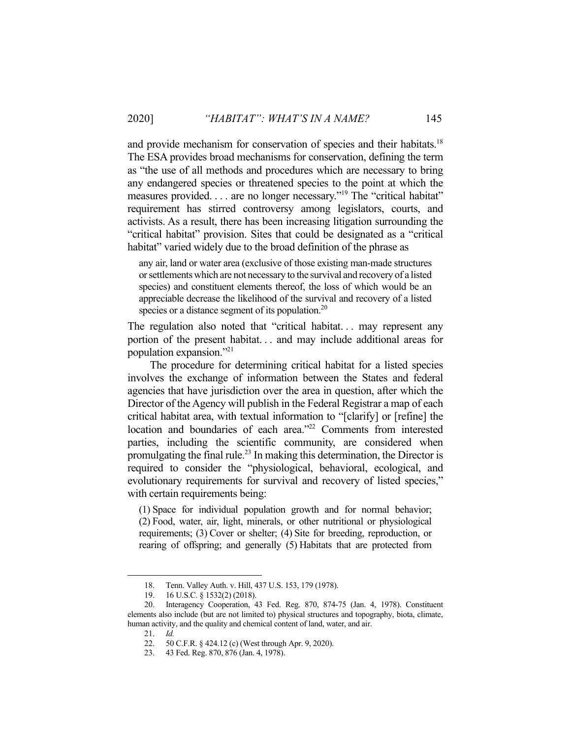and provide mechanism for conservation of species and their habitats.[18] The ESA provides broad mechanisms for conservation, defining the term as "the use of all methods and procedures which are necessary to bring any endangered species or threatened species to the point at which the measures provided. . . . are no longer necessary."[19] The "critical habitat" requirement has stirred controversy among legislators, courts, and activists. As a result, there has been increasing litigation surrounding the "critical habitat" provision. Sites that could be designated as a "critical habitat" varied widely due to the broad definition of the phrase as

> any air, land or water area (exclusive of those existing man-made structures or settlements which are not necessary to the survival and recovery of a listed species) and constituent elements thereof, the loss of which would be an appreciable decrease the likelihood of the survival and recovery of a listed species or a distance segment of its population.[20]

The regulation also noted that "critical habitat. . . may represent any portion of the present habitat. . . and may include additional areas for population expansion."[21]

The procedure for determining critical habitat for a listed species involves the exchange of information between the States and federal agencies that have jurisdiction over the area in question, after which the Director of the Agency will publish in the Federal Registrar a map of each critical habitat area, with textual information to "[clarify] or [refine] the location and boundaries of each area."[22] Comments from interested parties, including the scientific community, are considered when promulgating the final rule.[23] In making this determination, the Director is required to consider the "physiological, behavioral, ecological, and evolutionary requirements for survival and recovery of listed species," with certain requirements being:

> (1) Space for individual population growth and for normal behavior; (2) Food, water, air, light, minerals, or other nutritional or physiological requirements; (3) Cover or shelter; (4) Site for breeding, reproduction, or rearing of offspring; and generally (5) Habitats that are protected from

---

18. Tenn. Valley Auth. v. Hill, 437 U.S. 153, 179 (1978).

19. 16 U.S.C. § 1532(2) (2018).

20. Interagency Cooperation, 43 Fed. Reg. 870, 874-75 (Jan. 4, 1978). Constituent elements also include (but are not limited to) physical structures and topography, biota, climate, human activity, and the quality and chemical content of land, water, and air.

21. *Id.*

22. 50 C.F.R. § 424.12 (c) (West through Apr. 9, 2020).

23. 43 Fed. Reg. 870, 876 (Jan. 4, 1978).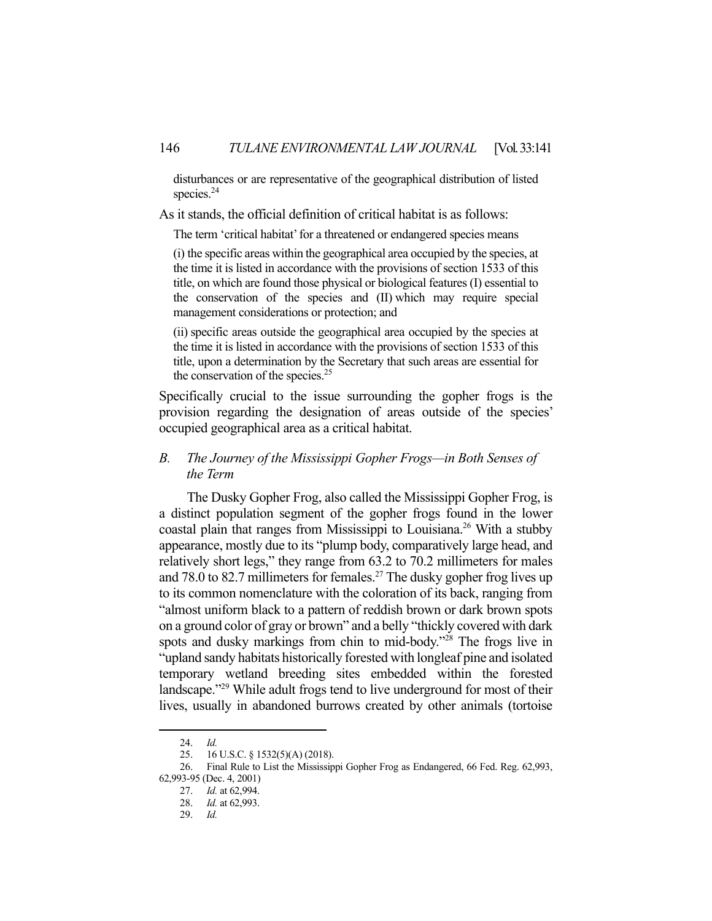disturbances or are representative of the geographical distribution of listed species.[24]

As it stands, the official definition of critical habitat is as follows:

> The term 'critical habitat' for a threatened or endangered species means
>
> (i) the specific areas within the geographical area occupied by the species, at the time it is listed in accordance with the provisions of section 1533 of this title, on which are found those physical or biological features (I) essential to the conservation of the species and (II) which may require special management considerations or protection; and
>
> (ii) specific areas outside the geographical area occupied by the species at the time it is listed in accordance with the provisions of section 1533 of this title, upon a determination by the Secretary that such areas are essential for the conservation of the species.[25]

Specifically crucial to the issue surrounding the gopher frogs is the provision regarding the designation of areas outside of the species' occupied geographical area as a critical habitat.

### B. *The Journey of the Mississippi Gopher Frogs—in Both Senses of the Term*

The Dusky Gopher Frog, also called the Mississippi Gopher Frog, is a distinct population segment of the gopher frogs found in the lower coastal plain that ranges from Mississippi to Louisiana.[26] With a stubby appearance, mostly due to its "plump body, comparatively large head, and relatively short legs," they range from 63.2 to 70.2 millimeters for males and 78.0 to 82.7 millimeters for females.[27] The dusky gopher frog lives up to its common nomenclature with the coloration of its back, ranging from "almost uniform black to a pattern of reddish brown or dark brown spots on a ground color of gray or brown" and a belly "thickly covered with dark spots and dusky markings from chin to mid-body."[28] The frogs live in "upland sandy habitats historically forested with longleaf pine and isolated temporary wetland breeding sites embedded within the forested landscape."[29] While adult frogs tend to live underground for most of their lives, usually in abandoned burrows created by other animals (tortoise

---

24. *Id.*
25. 16 U.S.C. § 1532(5)(A) (2018).
26. Final Rule to List the Mississippi Gopher Frog as Endangered, 66 Fed. Reg. 62,993, 62,993-95 (Dec. 4, 2001)
27. *Id.* at 62,994.
28. *Id.* at 62,993.
29. *Id.*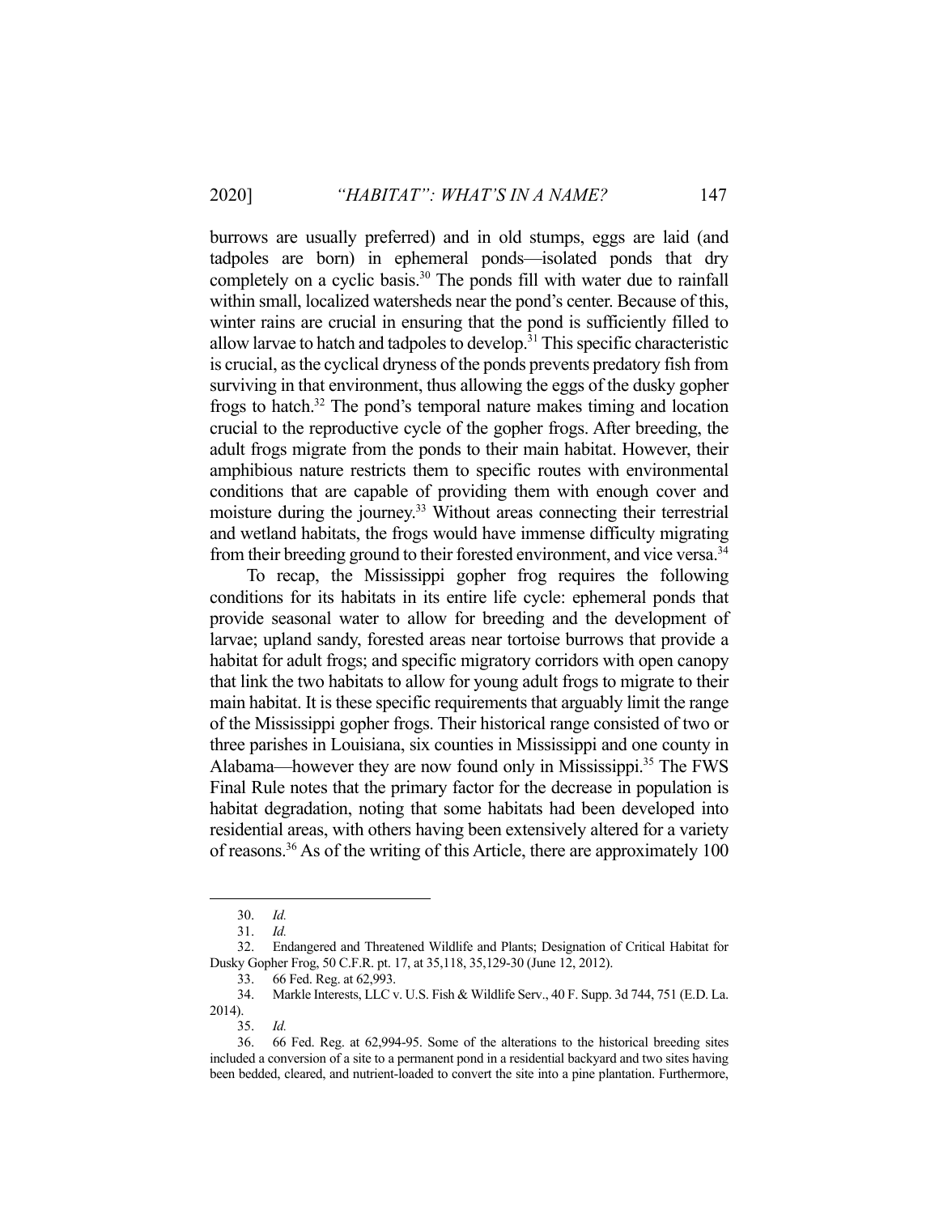burrows are usually preferred) and in old stumps, eggs are laid (and tadpoles are born) in ephemeral ponds—isolated ponds that dry completely on a cyclic basis.[30] The ponds fill with water due to rainfall within small, localized watersheds near the pond's center. Because of this, winter rains are crucial in ensuring that the pond is sufficiently filled to allow larvae to hatch and tadpoles to develop.[31] This specific characteristic is crucial, as the cyclical dryness of the ponds prevents predatory fish from surviving in that environment, thus allowing the eggs of the dusky gopher frogs to hatch.[32] The pond's temporal nature makes timing and location crucial to the reproductive cycle of the gopher frogs. After breeding, the adult frogs migrate from the ponds to their main habitat. However, their amphibious nature restricts them to specific routes with environmental conditions that are capable of providing them with enough cover and moisture during the journey.[33] Without areas connecting their terrestrial and wetland habitats, the frogs would have immense difficulty migrating from their breeding ground to their forested environment, and vice versa.[34]

To recap, the Mississippi gopher frog requires the following conditions for its habitats in its entire life cycle: ephemeral ponds that provide seasonal water to allow for breeding and the development of larvae; upland sandy, forested areas near tortoise burrows that provide a habitat for adult frogs; and specific migratory corridors with open canopy that link the two habitats to allow for young adult frogs to migrate to their main habitat. It is these specific requirements that arguably limit the range of the Mississippi gopher frogs. Their historical range consisted of two or three parishes in Louisiana, six counties in Mississippi and one county in Alabama—however they are now found only in Mississippi.[35] The FWS Final Rule notes that the primary factor for the decrease in population is habitat degradation, noting that some habitats had been developed into residential areas, with others having been extensively altered for a variety of reasons.[36] As of the writing of this Article, there are approximately 100

---

30. *Id.*

31. *Id.*

32. Endangered and Threatened Wildlife and Plants; Designation of Critical Habitat for Dusky Gopher Frog, 50 C.F.R. pt. 17, at 35,118, 35,129-30 (June 12, 2012).

33. 66 Fed. Reg. at 62,993.

34. Markle Interests, LLC v. U.S. Fish & Wildlife Serv., 40 F. Supp. 3d 744, 751 (E.D. La. 2014).

35. *Id.*

36. 66 Fed. Reg. at 62,994-95. Some of the alterations to the historical breeding sites included a conversion of a site to a permanent pond in a residential backyard and two sites having been bedded, cleared, and nutrient-loaded to convert the site into a pine plantation. Furthermore,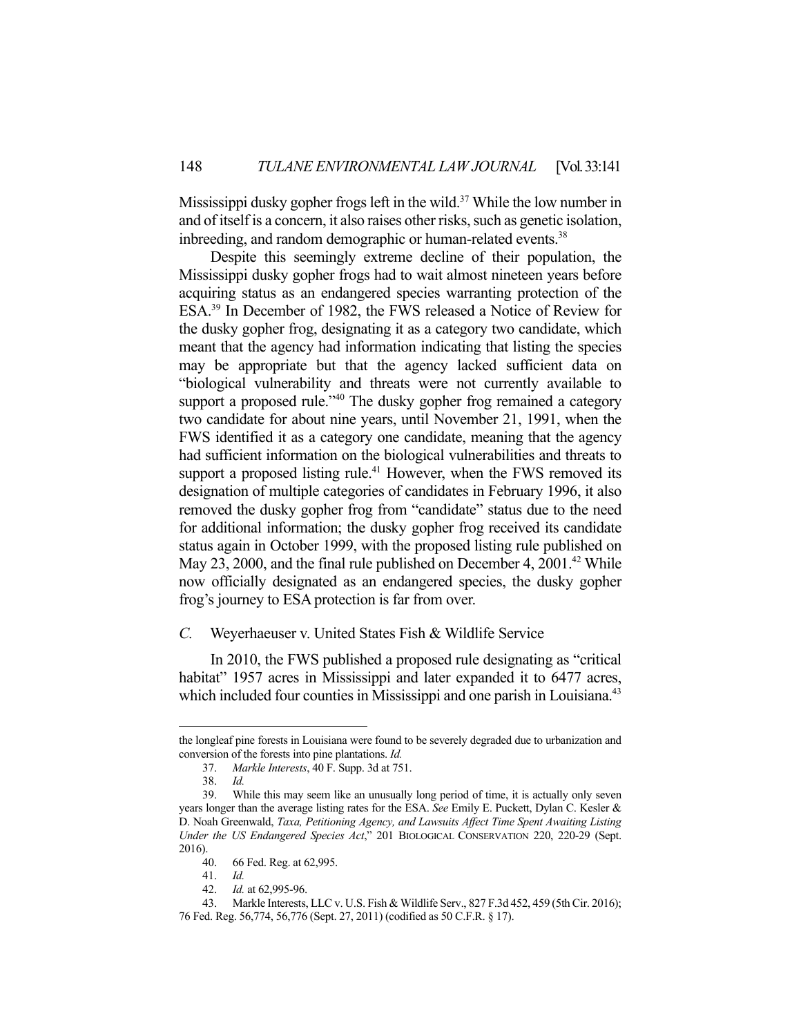Mississippi dusky gopher frogs left in the wild.[37] While the low number in and of itself is a concern, it also raises other risks, such as genetic isolation, inbreeding, and random demographic or human-related events.[38]

Despite this seemingly extreme decline of their population, the Mississippi dusky gopher frogs had to wait almost nineteen years before acquiring status as an endangered species warranting protection of the ESA.[39] In December of 1982, the FWS released a Notice of Review for the dusky gopher frog, designating it as a category two candidate, which meant that the agency had information indicating that listing the species may be appropriate but that the agency lacked sufficient data on "biological vulnerability and threats were not currently available to support a proposed rule."[40] The dusky gopher frog remained a category two candidate for about nine years, until November 21, 1991, when the FWS identified it as a category one candidate, meaning that the agency had sufficient information on the biological vulnerabilities and threats to support a proposed listing rule.[41] However, when the FWS removed its designation of multiple categories of candidates in February 1996, it also removed the dusky gopher frog from "candidate" status due to the need for additional information; the dusky gopher frog received its candidate status again in October 1999, with the proposed listing rule published on May 23, 2000, and the final rule published on December 4, 2001.[42] While now officially designated as an endangered species, the dusky gopher frog's journey to ESA protection is far from over.

### *C.* Weyerhaeuser v. United States Fish & Wildlife Service

In 2010, the FWS published a proposed rule designating as "critical habitat" 1957 acres in Mississippi and later expanded it to 6477 acres, which included four counties in Mississippi and one parish in Louisiana.[43]

---

the longleaf pine forests in Louisiana were found to be severely degraded due to urbanization and conversion of the forests into pine plantations. *Id.*

37. *Markle Interests*, 40 F. Supp. 3d at 751.

38. *Id.*

39. While this may seem like an unusually long period of time, it is actually only seven years longer than the average listing rates for the ESA. *See* Emily E. Puckett, Dylan C. Kesler & D. Noah Greenwald, *Taxa, Petitioning Agency, and Lawsuits Affect Time Spent Awaiting Listing Under the US Endangered Species Act*," 201 BIOLOGICAL CONSERVATION 220, 220-29 (Sept. 2016).

40. 66 Fed. Reg. at 62,995.

41. *Id.*

42. *Id.* at 62,995-96.

43. Markle Interests, LLC v. U.S. Fish & Wildlife Serv., 827 F.3d 452, 459 (5th Cir. 2016); 76 Fed. Reg. 56,774, 56,776 (Sept. 27, 2011) (codified as 50 C.F.R. § 17).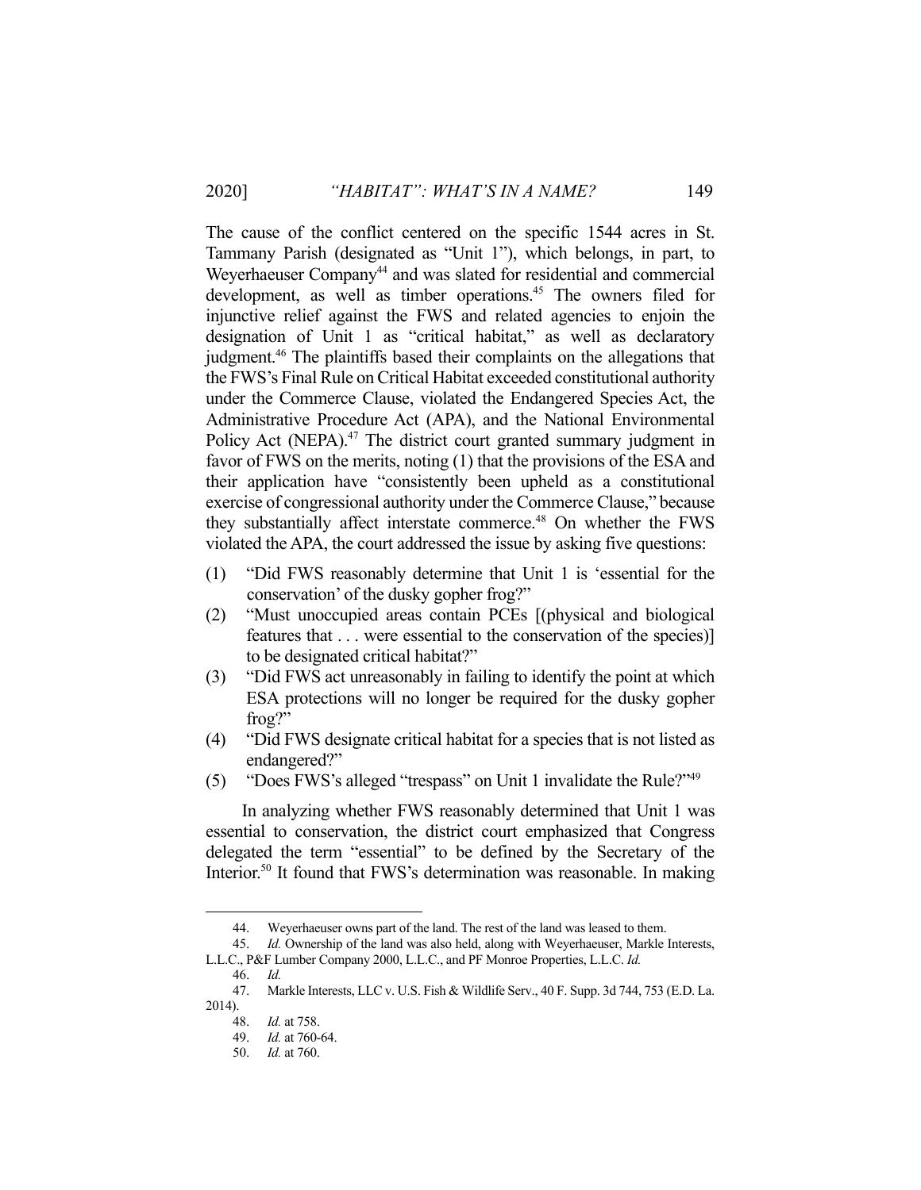The cause of the conflict centered on the specific 1544 acres in St. Tammany Parish (designated as "Unit 1"), which belongs, in part, to Weyerhaeuser Company[44] and was slated for residential and commercial development, as well as timber operations.[45] The owners filed for injunctive relief against the FWS and related agencies to enjoin the designation of Unit 1 as "critical habitat," as well as declaratory judgment.[46] The plaintiffs based their complaints on the allegations that the FWS's Final Rule on Critical Habitat exceeded constitutional authority under the Commerce Clause, violated the Endangered Species Act, the Administrative Procedure Act (APA), and the National Environmental Policy Act (NEPA).[47] The district court granted summary judgment in favor of FWS on the merits, noting (1) that the provisions of the ESA and their application have "consistently been upheld as a constitutional exercise of congressional authority under the Commerce Clause," because they substantially affect interstate commerce.[48] On whether the FWS violated the APA, the court addressed the issue by asking five questions:

(1) "Did FWS reasonably determine that Unit 1 is 'essential for the conservation' of the dusky gopher frog?"
(2) "Must unoccupied areas contain PCEs [(physical and biological features that . . . were essential to the conservation of the species)] to be designated critical habitat?"
(3) "Did FWS act unreasonably in failing to identify the point at which ESA protections will no longer be required for the dusky gopher frog?"
(4) "Did FWS designate critical habitat for a species that is not listed as endangered?"
(5) "Does FWS's alleged "trespass" on Unit 1 invalidate the Rule?"[49]

In analyzing whether FWS reasonably determined that Unit 1 was essential to conservation, the district court emphasized that Congress delegated the term "essential" to be defined by the Secretary of the Interior.[50] It found that FWS's determination was reasonable. In making

---

44. Weyerhaeuser owns part of the land. The rest of the land was leased to them.

45. *Id.* Ownership of the land was also held, along with Weyerhaeuser, Markle Interests, L.L.C., P&F Lumber Company 2000, L.L.C., and PF Monroe Properties, L.L.C. *Id.*

46. *Id.*

47. Markle Interests, LLC v. U.S. Fish & Wildlife Serv., 40 F. Supp. 3d 744, 753 (E.D. La. 2014).

48. *Id.* at 758.

49. *Id.* at 760-64.

50. *Id.* at 760.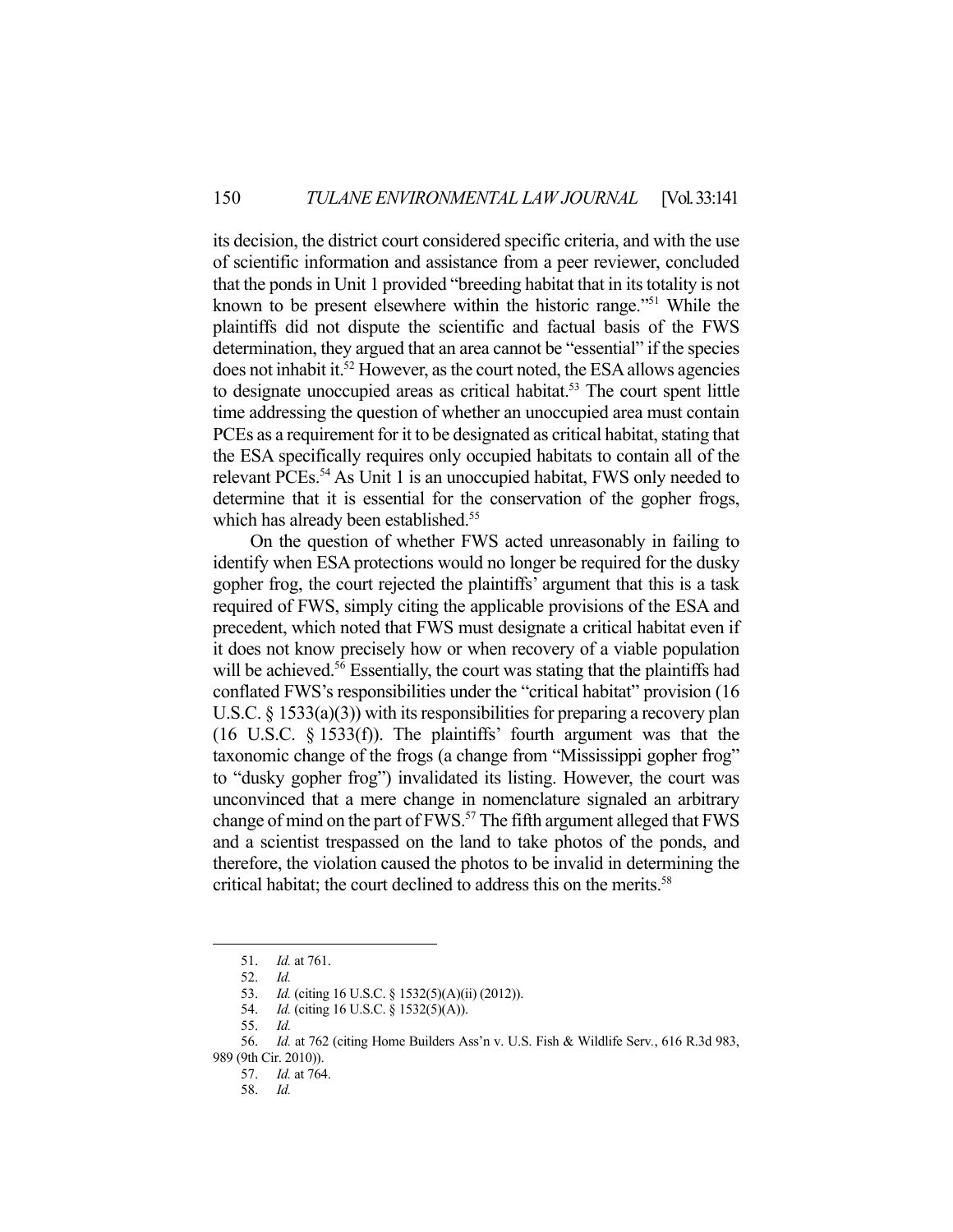its decision, the district court considered specific criteria, and with the use of scientific information and assistance from a peer reviewer, concluded that the ponds in Unit 1 provided "breeding habitat that in its totality is not known to be present elsewhere within the historic range."[51] While the plaintiffs did not dispute the scientific and factual basis of the FWS determination, they argued that an area cannot be "essential" if the species does not inhabit it.[52] However, as the court noted, the ESA allows agencies to designate unoccupied areas as critical habitat.[53] The court spent little time addressing the question of whether an unoccupied area must contain PCEs as a requirement for it to be designated as critical habitat, stating that the ESA specifically requires only occupied habitats to contain all of the relevant PCEs.[54] As Unit 1 is an unoccupied habitat, FWS only needed to determine that it is essential for the conservation of the gopher frogs, which has already been established.[55]

On the question of whether FWS acted unreasonably in failing to identify when ESA protections would no longer be required for the dusky gopher frog, the court rejected the plaintiffs' argument that this is a task required of FWS, simply citing the applicable provisions of the ESA and precedent, which noted that FWS must designate a critical habitat even if it does not know precisely how or when recovery of a viable population will be achieved.[56] Essentially, the court was stating that the plaintiffs had conflated FWS's responsibilities under the "critical habitat" provision (16 U.S.C. § 1533(a)(3)) with its responsibilities for preparing a recovery plan (16 U.S.C. § 1533(f)). The plaintiffs' fourth argument was that the taxonomic change of the frogs (a change from "Mississippi gopher frog" to "dusky gopher frog") invalidated its listing. However, the court was unconvinced that a mere change in nomenclature signaled an arbitrary change of mind on the part of FWS.[57] The fifth argument alleged that FWS and a scientist trespassed on the land to take photos of the ponds, and therefore, the violation caused the photos to be invalid in determining the critical habitat; the court declined to address this on the merits.[58]

---

51. *Id.* at 761.
52. *Id.*
53. *Id.* (citing 16 U.S.C. § 1532(5)(A)(ii) (2012)).
54. *Id.* (citing 16 U.S.C. § 1532(5)(A)).
55. *Id.*
56. *Id.* at 762 (citing Home Builders Ass'n v. U.S. Fish & Wildlife Serv., 616 R.3d 983, 989 (9th Cir. 2010)).
57. *Id.* at 764.
58. *Id.*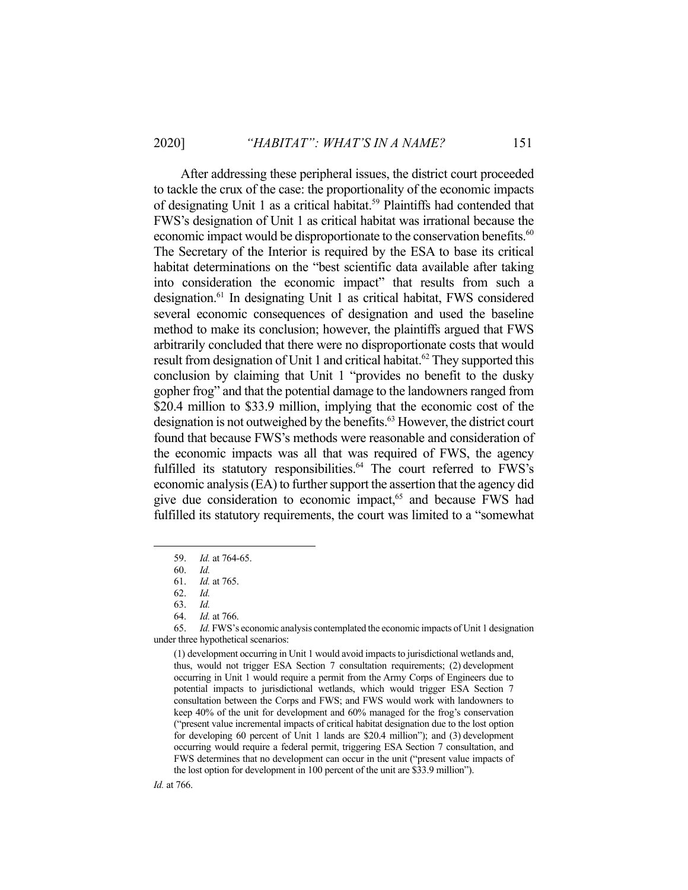After addressing these peripheral issues, the district court proceeded to tackle the crux of the case: the proportionality of the economic impacts of designating Unit 1 as a critical habitat.[59] Plaintiffs had contended that FWS's designation of Unit 1 as critical habitat was irrational because the economic impact would be disproportionate to the conservation benefits.[60] The Secretary of the Interior is required by the ESA to base its critical habitat determinations on the "best scientific data available after taking into consideration the economic impact" that results from such a designation.[61] In designating Unit 1 as critical habitat, FWS considered several economic consequences of designation and used the baseline method to make its conclusion; however, the plaintiffs argued that FWS arbitrarily concluded that there were no disproportionate costs that would result from designation of Unit 1 and critical habitat.[62] They supported this conclusion by claiming that Unit 1 "provides no benefit to the dusky gopher frog" and that the potential damage to the landowners ranged from \$20.4 million to \$33.9 million, implying that the economic cost of the designation is not outweighed by the benefits.[63] However, the district court found that because FWS's methods were reasonable and consideration of the economic impacts was all that was required of FWS, the agency fulfilled its statutory responsibilities.[64] The court referred to FWS's economic analysis (EA) to further support the assertion that the agency did give due consideration to economic impact,[65] and because FWS had fulfilled its statutory requirements, the court was limited to a "somewhat

---

59. *Id.* at 764-65.

60. *Id.*

61. *Id.* at 765.

62. *Id.*

63. *Id.*

64. *Id.* at 766.

65. *Id.* FWS's economic analysis contemplated the economic impacts of Unit 1 designation under three hypothetical scenarios:

> (1) development occurring in Unit 1 would avoid impacts to jurisdictional wetlands and, thus, would not trigger ESA Section 7 consultation requirements; (2) development occurring in Unit 1 would require a permit from the Army Corps of Engineers due to potential impacts to jurisdictional wetlands, which would trigger ESA Section 7 consultation between the Corps and FWS; and FWS would work with landowners to keep 40% of the unit for development and 60% managed for the frog's conservation ("present value incremental impacts of critical habitat designation due to the lost option for developing 60 percent of Unit 1 lands are \$20.4 million"); and (3) development occurring would require a federal permit, triggering ESA Section 7 consultation, and FWS determines that no development can occur in the unit ("present value impacts of the lost option for development in 100 percent of the unit are \$33.9 million").

*Id.* at 766.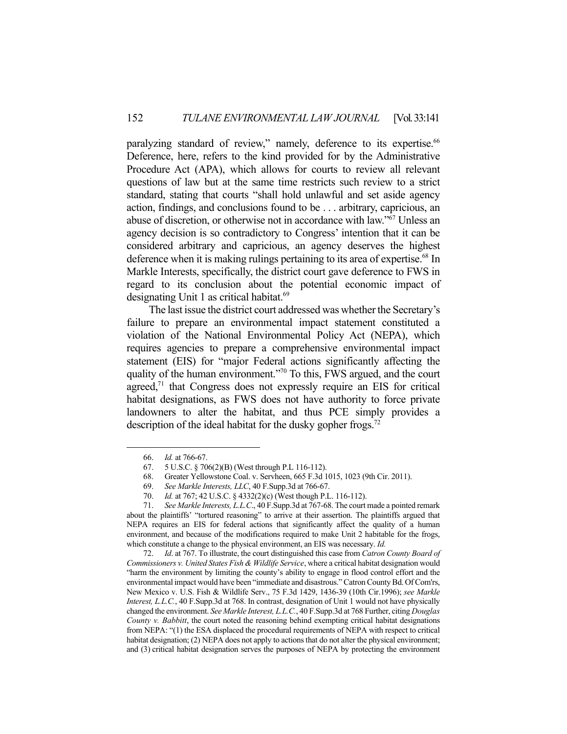paralyzing standard of review," namely, deference to its expertise.[66] Deference, here, refers to the kind provided for by the Administrative Procedure Act (APA), which allows for courts to review all relevant questions of law but at the same time restricts such review to a strict standard, stating that courts "shall hold unlawful and set aside agency action, findings, and conclusions found to be . . . arbitrary, capricious, an abuse of discretion, or otherwise not in accordance with law."[67] Unless an agency decision is so contradictory to Congress' intention that it can be considered arbitrary and capricious, an agency deserves the highest deference when it is making rulings pertaining to its area of expertise.[68] In Markle Interests, specifically, the district court gave deference to FWS in regard to its conclusion about the potential economic impact of designating Unit 1 as critical habitat.[69]

The last issue the district court addressed was whether the Secretary's failure to prepare an environmental impact statement constituted a violation of the National Environmental Policy Act (NEPA), which requires agencies to prepare a comprehensive environmental impact statement (EIS) for "major Federal actions significantly affecting the quality of the human environment."[70] To this, FWS argued, and the court agreed,[71] that Congress does not expressly require an EIS for critical habitat designations, as FWS does not have authority to force private landowners to alter the habitat, and thus PCE simply provides a description of the ideal habitat for the dusky gopher frogs.[72]

---

66. *Id.* at 766-67.

67. 5 U.S.C. § 706(2)(B) (West through P.L 116-112).

68. Greater Yellowstone Coal. v. Servheen, 665 F.3d 1015, 1023 (9th Cir. 2011).

69. *See Markle Interests, LLC*, 40 F.Supp.3d at 766-67.

70. *Id.* at 767; 42 U.S.C. § 4332(2)(c) (West though P.L. 116-112).

71. *See Markle Interests, L.L.C.*, 40 F.Supp.3d at 767-68. The court made a pointed remark about the plaintiffs' "tortured reasoning" to arrive at their assertion. The plaintiffs argued that NEPA requires an EIS for federal actions that significantly affect the quality of a human environment, and because of the modifications required to make Unit 2 habitable for the frogs, which constitute a change to the physical environment, an EIS was necessary. *Id.*

72. *Id*. at 767. To illustrate, the court distinguished this case from *Catron County Board of Commissioners v. United States Fish & Wildlife Service*, where a critical habitat designation would "harm the environment by limiting the county's ability to engage in flood control effort and the environmental impact would have been "immediate and disastrous." Catron County Bd. Of Com'rs, New Mexico v. U.S. Fish & Wildlife Serv., 75 F.3d 1429, 1436-39 (10th Cir.1996); *see Markle Interest, L.L.C.*, 40 F.Supp.3d at 768. In contrast, designation of Unit 1 would not have physically changed the environment. *See Markle Interest, L.L.C.*, 40 F.Supp.3d at 768 Further, citing *Douglas County v. Babbitt*, the court noted the reasoning behind exempting critical habitat designations from NEPA: "(1) the ESA displaced the procedural requirements of NEPA with respect to critical habitat designation; (2) NEPA does not apply to actions that do not alter the physical environment; and (3) critical habitat designation serves the purposes of NEPA by protecting the environment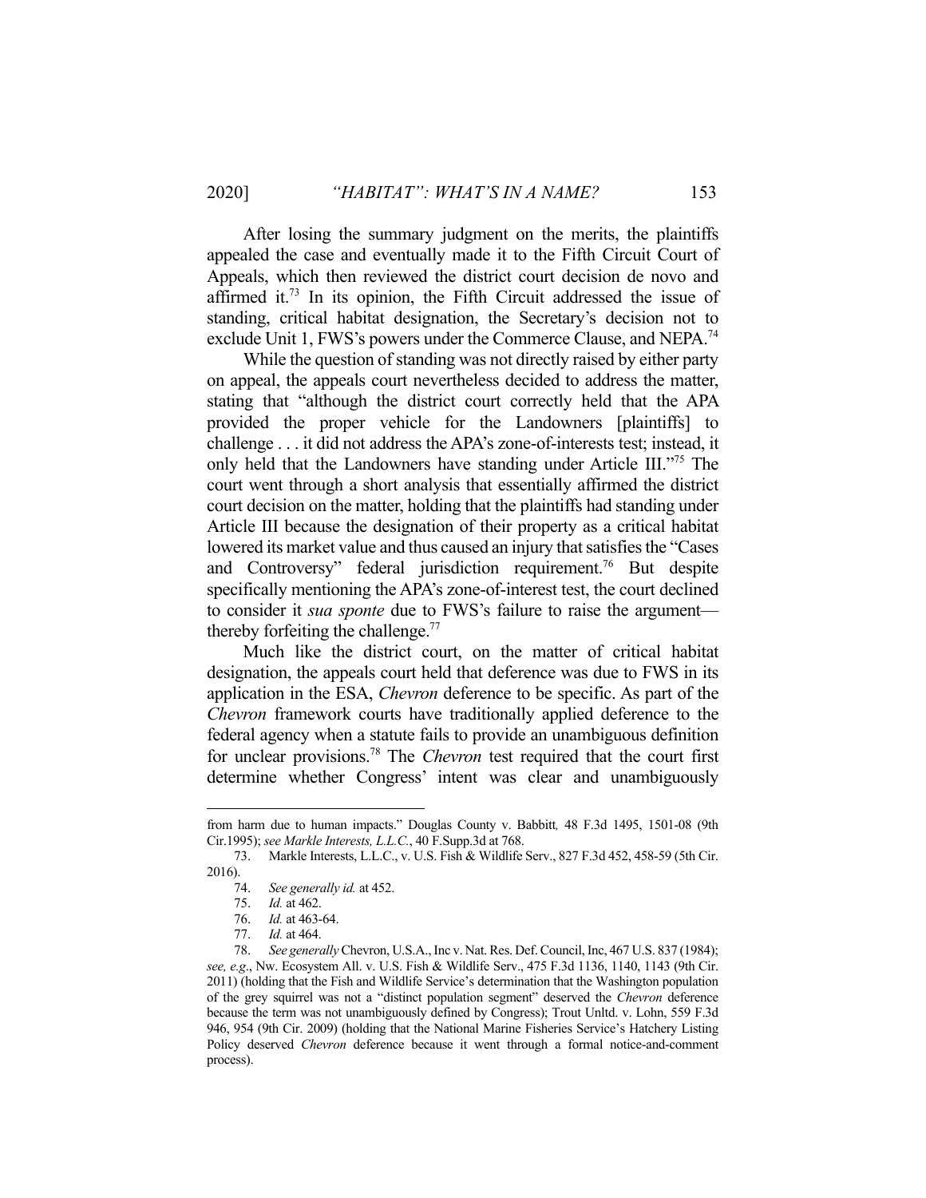After losing the summary judgment on the merits, the plaintiffs appealed the case and eventually made it to the Fifth Circuit Court of Appeals, which then reviewed the district court decision de novo and affirmed it.[73] In its opinion, the Fifth Circuit addressed the issue of standing, critical habitat designation, the Secretary's decision not to exclude Unit 1, FWS's powers under the Commerce Clause, and NEPA.[74]

While the question of standing was not directly raised by either party on appeal, the appeals court nevertheless decided to address the matter, stating that "although the district court correctly held that the APA provided the proper vehicle for the Landowners [plaintiffs] to challenge . . . it did not address the APA's zone-of-interests test; instead, it only held that the Landowners have standing under Article III."[75] The court went through a short analysis that essentially affirmed the district court decision on the matter, holding that the plaintiffs had standing under Article III because the designation of their property as a critical habitat lowered its market value and thus caused an injury that satisfies the "Cases and Controversy" federal jurisdiction requirement.[76] But despite specifically mentioning the APA's zone-of-interest test, the court declined to consider it *sua sponte* due to FWS's failure to raise the argument—thereby forfeiting the challenge.[77]

Much like the district court, on the matter of critical habitat designation, the appeals court held that deference was due to FWS in its application in the ESA, *Chevron* deference to be specific. As part of the *Chevron* framework courts have traditionally applied deference to the federal agency when a statute fails to provide an unambiguous definition for unclear provisions.[78] The *Chevron* test required that the court first determine whether Congress' intent was clear and unambiguously

---

from harm due to human impacts." Douglas County v. Babbitt*,* 48 F.3d 1495, 1501-08 (9th Cir.1995); *see Markle Interests, L.L.C.*, 40 F.Supp.3d at 768.

73. Markle Interests, L.L.C., v. U.S. Fish & Wildlife Serv., 827 F.3d 452, 458-59 (5th Cir. 2016).

74. *See generally id.* at 452.

75. *Id.* at 462.

76. *Id.* at 463-64.

77. *Id.* at 464.

78. *See generally* Chevron, U.S.A., Inc v. Nat. Res. Def. Council, Inc, 467 U.S. 837 (1984); *see, e.g*., Nw. Ecosystem All. v. U.S. Fish & Wildlife Serv., 475 F.3d 1136, 1140, 1143 (9th Cir. 2011) (holding that the Fish and Wildlife Service's determination that the Washington population of the grey squirrel was not a "distinct population segment" deserved the *Chevron* deference because the term was not unambiguously defined by Congress); Trout Unltd. v. Lohn, 559 F.3d 946, 954 (9th Cir. 2009) (holding that the National Marine Fisheries Service's Hatchery Listing Policy deserved *Chevron* deference because it went through a formal notice-and-comment process).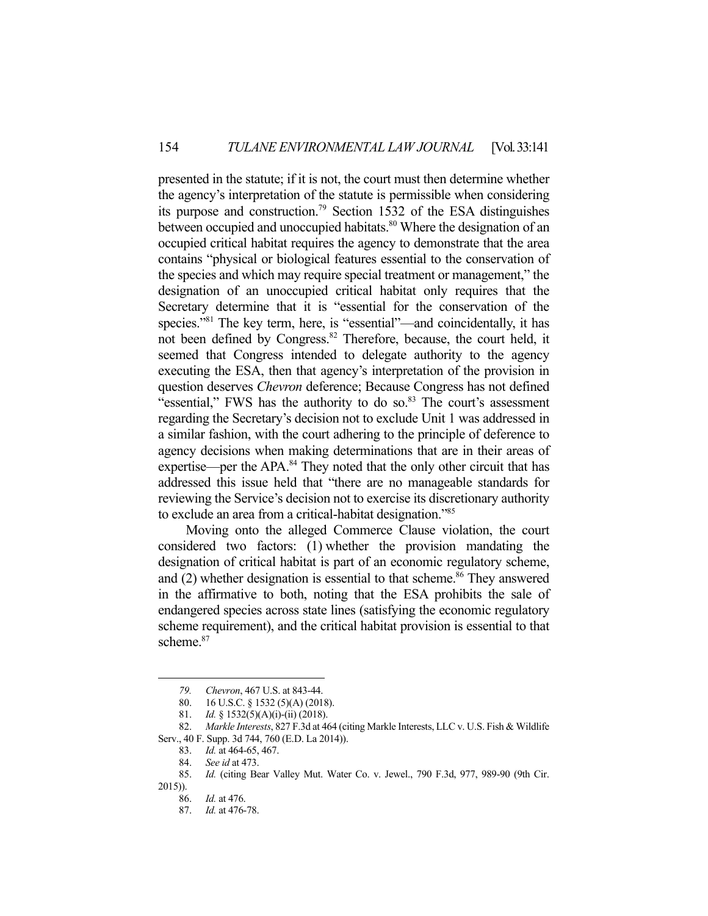presented in the statute; if it is not, the court must then determine whether the agency's interpretation of the statute is permissible when considering its purpose and construction.[79] Section 1532 of the ESA distinguishes between occupied and unoccupied habitats.[80] Where the designation of an occupied critical habitat requires the agency to demonstrate that the area contains "physical or biological features essential to the conservation of the species and which may require special treatment or management," the designation of an unoccupied critical habitat only requires that the Secretary determine that it is "essential for the conservation of the species."[81] The key term, here, is "essential"—and coincidentally, it has not been defined by Congress.[82] Therefore, because, the court held, it seemed that Congress intended to delegate authority to the agency executing the ESA, then that agency's interpretation of the provision in question deserves *Chevron* deference; Because Congress has not defined "essential," FWS has the authority to do so.[83] The court's assessment regarding the Secretary's decision not to exclude Unit 1 was addressed in a similar fashion, with the court adhering to the principle of deference to agency decisions when making determinations that are in their areas of expertise—per the APA.[84] They noted that the only other circuit that has addressed this issue held that "there are no manageable standards for reviewing the Service's decision not to exercise its discretionary authority to exclude an area from a critical-habitat designation."[85]

Moving onto the alleged Commerce Clause violation, the court considered two factors: (1) whether the provision mandating the designation of critical habitat is part of an economic regulatory scheme, and (2) whether designation is essential to that scheme.[86] They answered in the affirmative to both, noting that the ESA prohibits the sale of endangered species across state lines (satisfying the economic regulatory scheme requirement), and the critical habitat provision is essential to that scheme.[87]

---

79. *Chevron*, 467 U.S. at 843-44.
80. 16 U.S.C. § 1532 (5)(A) (2018).
81. *Id.* § 1532(5)(A)(i)-(ii) (2018).
82. *Markle Interests*, 827 F.3d at 464 (citing Markle Interests, LLC v. U.S. Fish & Wildlife Serv., 40 F. Supp. 3d 744, 760 (E.D. La 2014)).
83. *Id.* at 464-65, 467.
84. *See id* at 473.
85. *Id.* (citing Bear Valley Mut. Water Co. v. Jewel., 790 F.3d, 977, 989-90 (9th Cir. 2015)).
86. *Id.* at 476.
87. *Id.* at 476-78.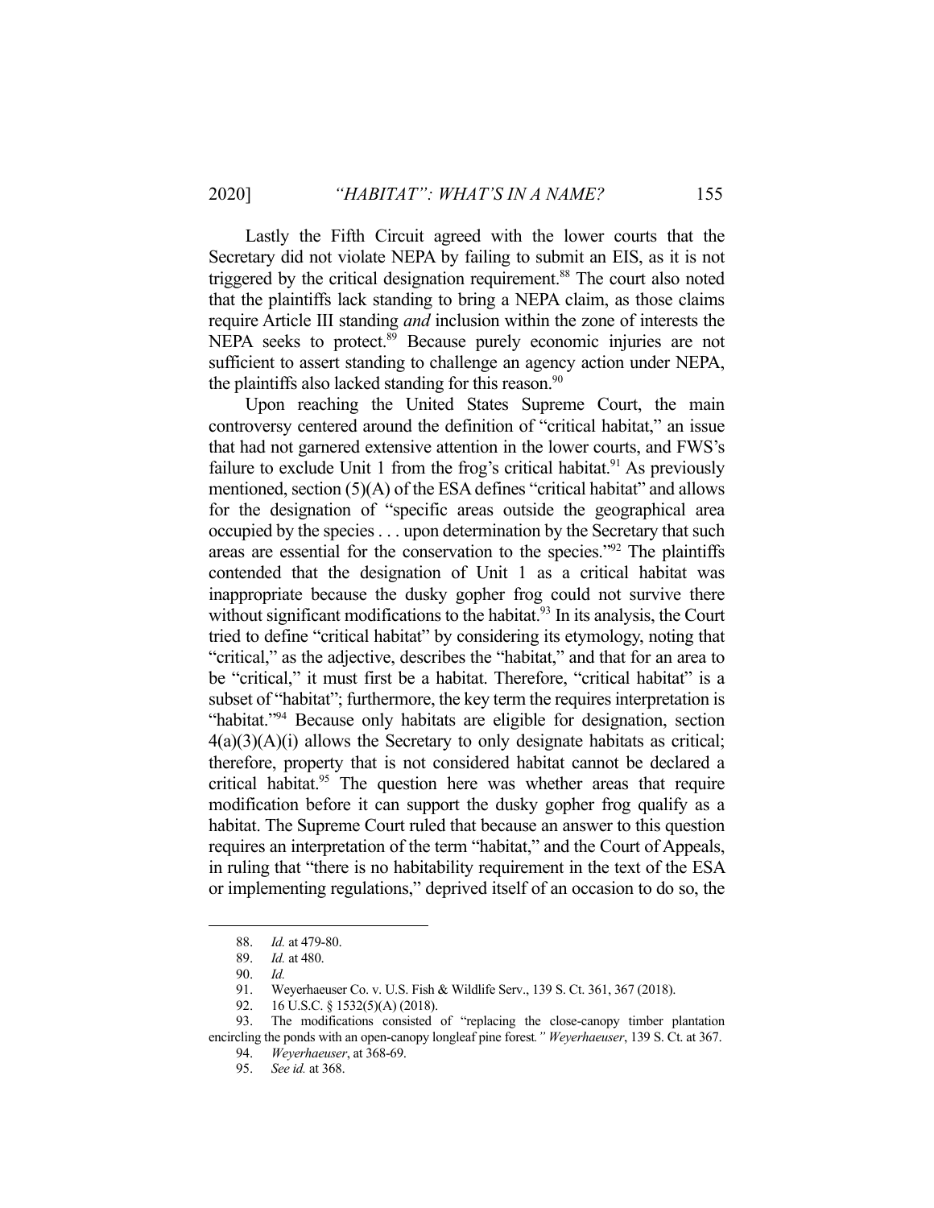Lastly the Fifth Circuit agreed with the lower courts that the Secretary did not violate NEPA by failing to submit an EIS, as it is not triggered by the critical designation requirement.[88] The court also noted that the plaintiffs lack standing to bring a NEPA claim, as those claims require Article III standing *and* inclusion within the zone of interests the NEPA seeks to protect.[89] Because purely economic injuries are not sufficient to assert standing to challenge an agency action under NEPA, the plaintiffs also lacked standing for this reason.[90]

Upon reaching the United States Supreme Court, the main controversy centered around the definition of "critical habitat," an issue that had not garnered extensive attention in the lower courts, and FWS's failure to exclude Unit 1 from the frog's critical habitat.[91] As previously mentioned, section (5)(A) of the ESA defines "critical habitat" and allows for the designation of "specific areas outside the geographical area occupied by the species . . . upon determination by the Secretary that such areas are essential for the conservation to the species."[92] The plaintiffs contended that the designation of Unit 1 as a critical habitat was inappropriate because the dusky gopher frog could not survive there without significant modifications to the habitat.[93] In its analysis, the Court tried to define "critical habitat" by considering its etymology, noting that "critical," as the adjective, describes the "habitat," and that for an area to be "critical," it must first be a habitat. Therefore, "critical habitat" is a subset of "habitat"; furthermore, the key term the requires interpretation is "habitat."[94] Because only habitats are eligible for designation, section 4(a)(3)(A)(i) allows the Secretary to only designate habitats as critical; therefore, property that is not considered habitat cannot be declared a critical habitat.[95] The question here was whether areas that require modification before it can support the dusky gopher frog qualify as a habitat. The Supreme Court ruled that because an answer to this question requires an interpretation of the term "habitat," and the Court of Appeals, in ruling that "there is no habitability requirement in the text of the ESA or implementing regulations," deprived itself of an occasion to do so, the

---

88. *Id.* at 479-80.

89. *Id.* at 480.

90. *Id.*

91. Weyerhaeuser Co. v. U.S. Fish & Wildlife Serv., 139 S. Ct. 361, 367 (2018).

92. 16 U.S.C. § 1532(5)(A) (2018).

93. The modifications consisted of "replacing the close-canopy timber plantation encircling the ponds with an open-canopy longleaf pine forest*." Weyerhaeuser*, 139 S. Ct. at 367.

94. *Weyerhaeuser*, at 368-69.

95. *See id.* at 368.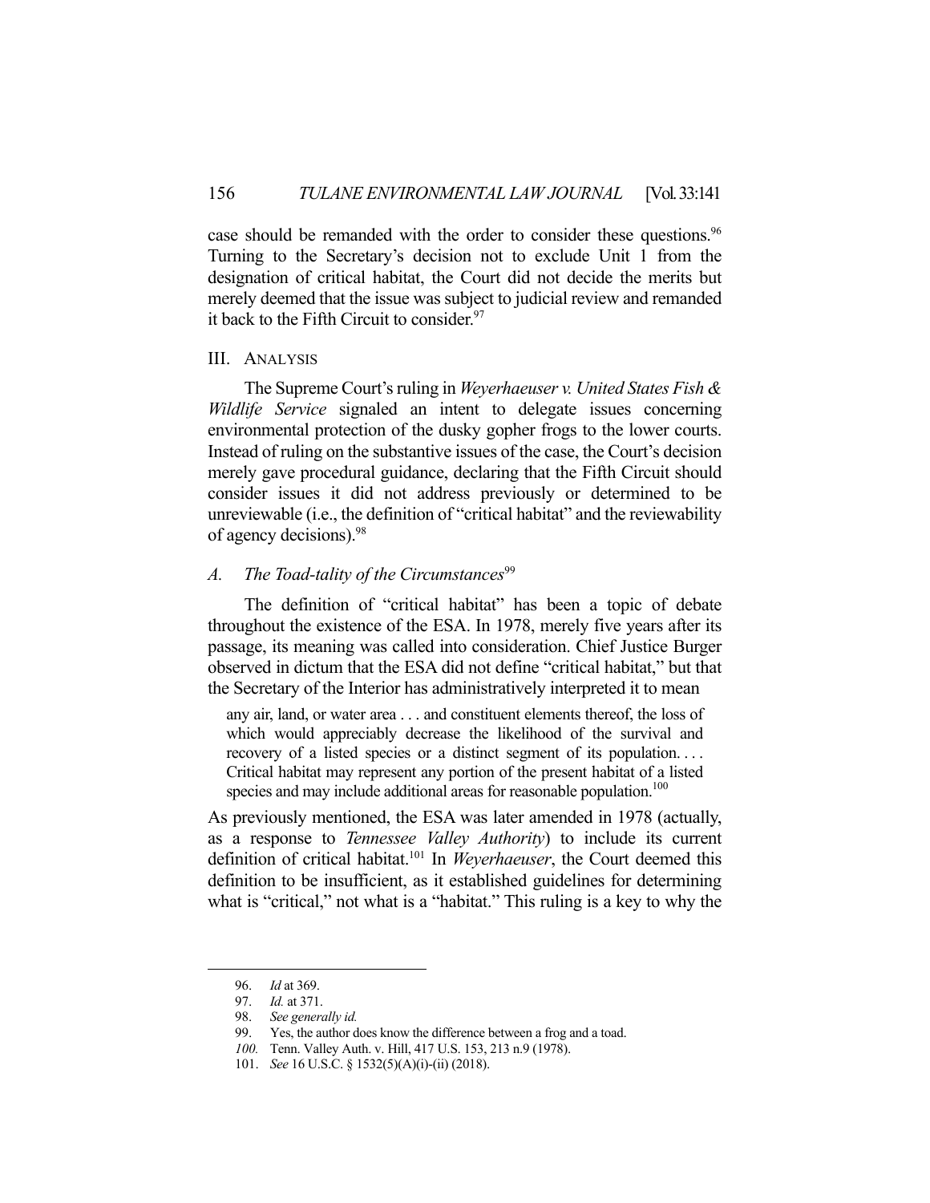case should be remanded with the order to consider these questions.[96] Turning to the Secretary's decision not to exclude Unit 1 from the designation of critical habitat, the Court did not decide the merits but merely deemed that the issue was subject to judicial review and remanded it back to the Fifth Circuit to consider.[97]

## III. ANALYSIS

The Supreme Court's ruling in *Weyerhaeuser v. United States Fish & Wildlife Service* signaled an intent to delegate issues concerning environmental protection of the dusky gopher frogs to the lower courts. Instead of ruling on the substantive issues of the case, the Court's decision merely gave procedural guidance, declaring that the Fifth Circuit should consider issues it did not address previously or determined to be unreviewable (i.e., the definition of "critical habitat" and the reviewability of agency decisions).[98]

### *A. The Toad-tality of the Circumstances*[99]

The definition of "critical habitat" has been a topic of debate throughout the existence of the ESA. In 1978, merely five years after its passage, its meaning was called into consideration. Chief Justice Burger observed in dictum that the ESA did not define "critical habitat," but that the Secretary of the Interior has administratively interpreted it to mean

> any air, land, or water area . . . and constituent elements thereof, the loss of which would appreciably decrease the likelihood of the survival and recovery of a listed species or a distinct segment of its population. . . . Critical habitat may represent any portion of the present habitat of a listed species and may include additional areas for reasonable population.[100]

As previously mentioned, the ESA was later amended in 1978 (actually, as a response to *Tennessee Valley Authority*) to include its current definition of critical habitat.[101] In *Weyerhaeuser*, the Court deemed this definition to be insufficient, as it established guidelines for determining what is "critical," not what is a "habitat." This ruling is a key to why the

---

96. *Id* at 369.
97. *Id.* at 371.
98. *See generally id.*
99. Yes, the author does know the difference between a frog and a toad.
100. Tenn. Valley Auth. v. Hill, 417 U.S. 153, 213 n.9 (1978).
101. *See* 16 U.S.C. § 1532(5)(A)(i)-(ii) (2018).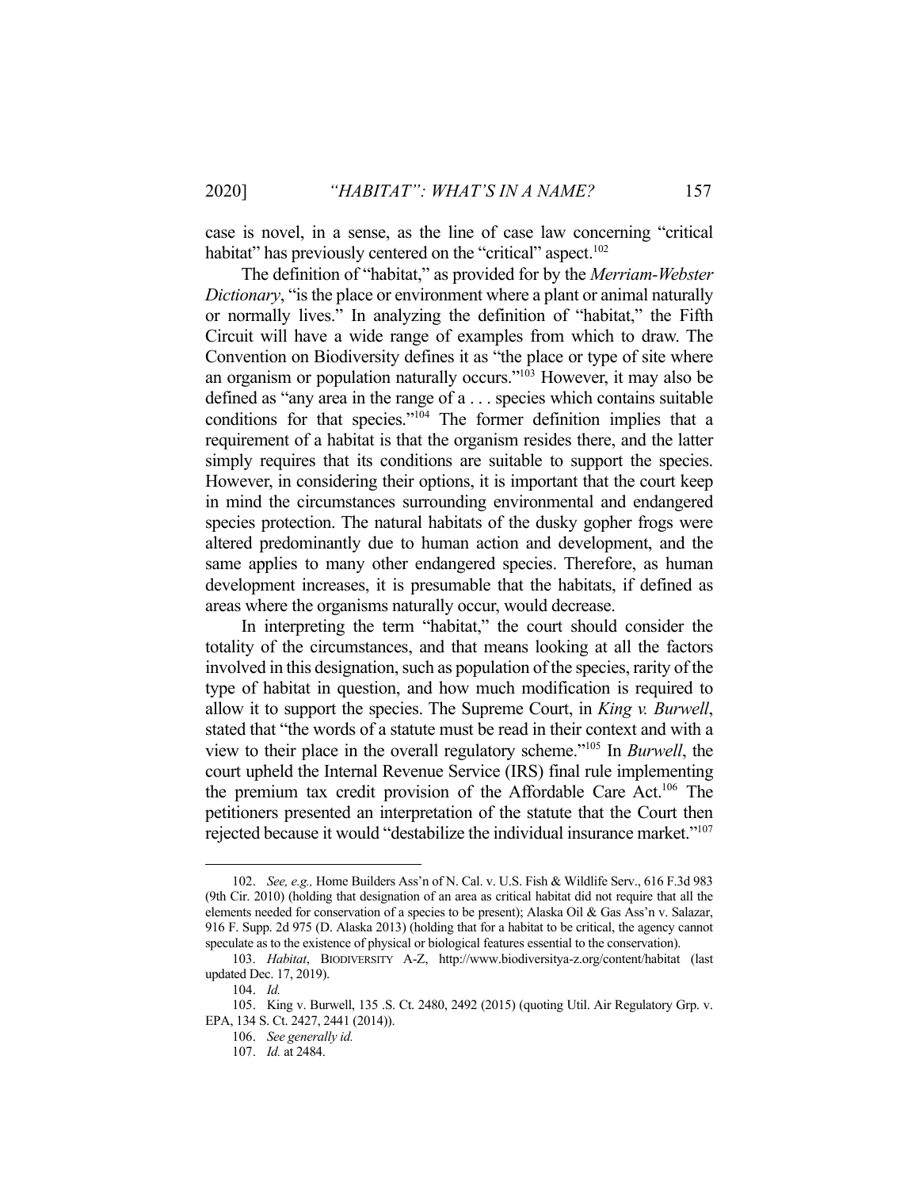case is novel, in a sense, as the line of case law concerning "critical habitat" has previously centered on the "critical" aspect.[102]

The definition of "habitat," as provided for by the *Merriam-Webster Dictionary*, "is the place or environment where a plant or animal naturally or normally lives." In analyzing the definition of "habitat," the Fifth Circuit will have a wide range of examples from which to draw. The Convention on Biodiversity defines it as "the place or type of site where an organism or population naturally occurs."[103] However, it may also be defined as "any area in the range of a . . . species which contains suitable conditions for that species."[104] The former definition implies that a requirement of a habitat is that the organism resides there, and the latter simply requires that its conditions are suitable to support the species. However, in considering their options, it is important that the court keep in mind the circumstances surrounding environmental and endangered species protection. The natural habitats of the dusky gopher frogs were altered predominantly due to human action and development, and the same applies to many other endangered species. Therefore, as human development increases, it is presumable that the habitats, if defined as areas where the organisms naturally occur, would decrease.

In interpreting the term "habitat," the court should consider the totality of the circumstances, and that means looking at all the factors involved in this designation, such as population of the species, rarity of the type of habitat in question, and how much modification is required to allow it to support the species. The Supreme Court, in *King v. Burwell*, stated that "the words of a statute must be read in their context and with a view to their place in the overall regulatory scheme."[105] In *Burwell*, the court upheld the Internal Revenue Service (IRS) final rule implementing the premium tax credit provision of the Affordable Care Act.[106] The petitioners presented an interpretation of the statute that the Court then rejected because it would "destabilize the individual insurance market."[107]

---

102. *See, e.g.,* Home Builders Ass'n of N. Cal. v. U.S. Fish & Wildlife Serv., 616 F.3d 983 (9th Cir. 2010) (holding that designation of an area as critical habitat did not require that all the elements needed for conservation of a species to be present); Alaska Oil & Gas Ass'n v. Salazar, 916 F. Supp. 2d 975 (D. Alaska 2013) (holding that for a habitat to be critical, the agency cannot speculate as to the existence of physical or biological features essential to the conservation).

103. *Habitat*, BIODIVERSITY A-Z, http://www.biodiversitya-z.org/content/habitat (last updated Dec. 17, 2019).

104. *Id.*

105. King v. Burwell, 135 .S. Ct. 2480, 2492 (2015) (quoting Util. Air Regulatory Grp. v. EPA, 134 S. Ct. 2427, 2441 (2014)).

106. *See generally id.*

107. *Id.* at 2484.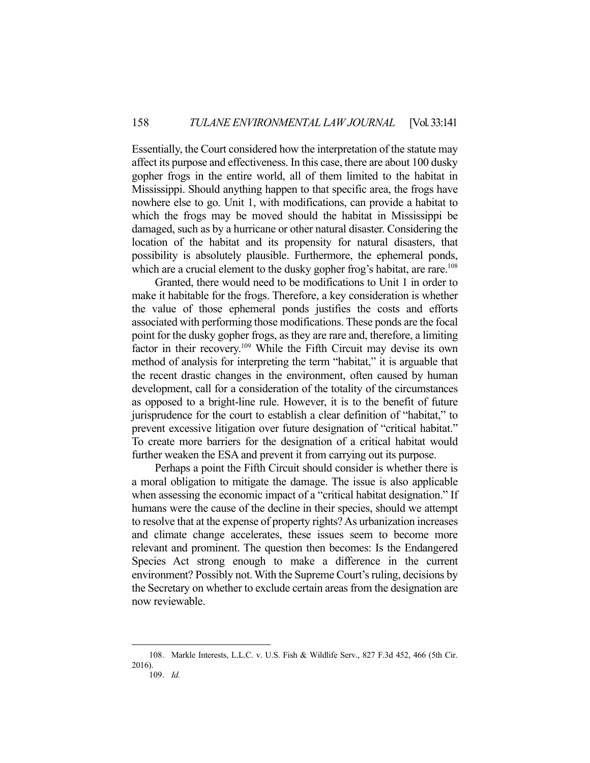Essentially, the Court considered how the interpretation of the statute may affect its purpose and effectiveness. In this case, there are about 100 dusky gopher frogs in the entire world, all of them limited to the habitat in Mississippi. Should anything happen to that specific area, the frogs have nowhere else to go. Unit 1, with modifications, can provide a habitat to which the frogs may be moved should the habitat in Mississippi be damaged, such as by a hurricane or other natural disaster. Considering the location of the habitat and its propensity for natural disasters, that possibility is absolutely plausible. Furthermore, the ephemeral ponds, which are a crucial element to the dusky gopher frog's habitat, are rare.[108]

Granted, there would need to be modifications to Unit 1 in order to make it habitable for the frogs. Therefore, a key consideration is whether the value of those ephemeral ponds justifies the costs and efforts associated with performing those modifications. These ponds are the focal point for the dusky gopher frogs, as they are rare and, therefore, a limiting factor in their recovery.[109] While the Fifth Circuit may devise its own method of analysis for interpreting the term "habitat," it is arguable that the recent drastic changes in the environment, often caused by human development, call for a consideration of the totality of the circumstances as opposed to a bright-line rule. However, it is to the benefit of future jurisprudence for the court to establish a clear definition of "habitat," to prevent excessive litigation over future designation of "critical habitat." To create more barriers for the designation of a critical habitat would further weaken the ESA and prevent it from carrying out its purpose.

Perhaps a point the Fifth Circuit should consider is whether there is a moral obligation to mitigate the damage. The issue is also applicable when assessing the economic impact of a "critical habitat designation." If humans were the cause of the decline in their species, should we attempt to resolve that at the expense of property rights? As urbanization increases and climate change accelerates, these issues seem to become more relevant and prominent. The question then becomes: Is the Endangered Species Act strong enough to make a difference in the current environment? Possibly not. With the Supreme Court's ruling, decisions by the Secretary on whether to exclude certain areas from the designation are now reviewable.

---

108. Markle Interests, L.L.C. v. U.S. Fish & Wildlife Serv., 827 F.3d 452, 466 (5th Cir. 2016).

109. *Id.*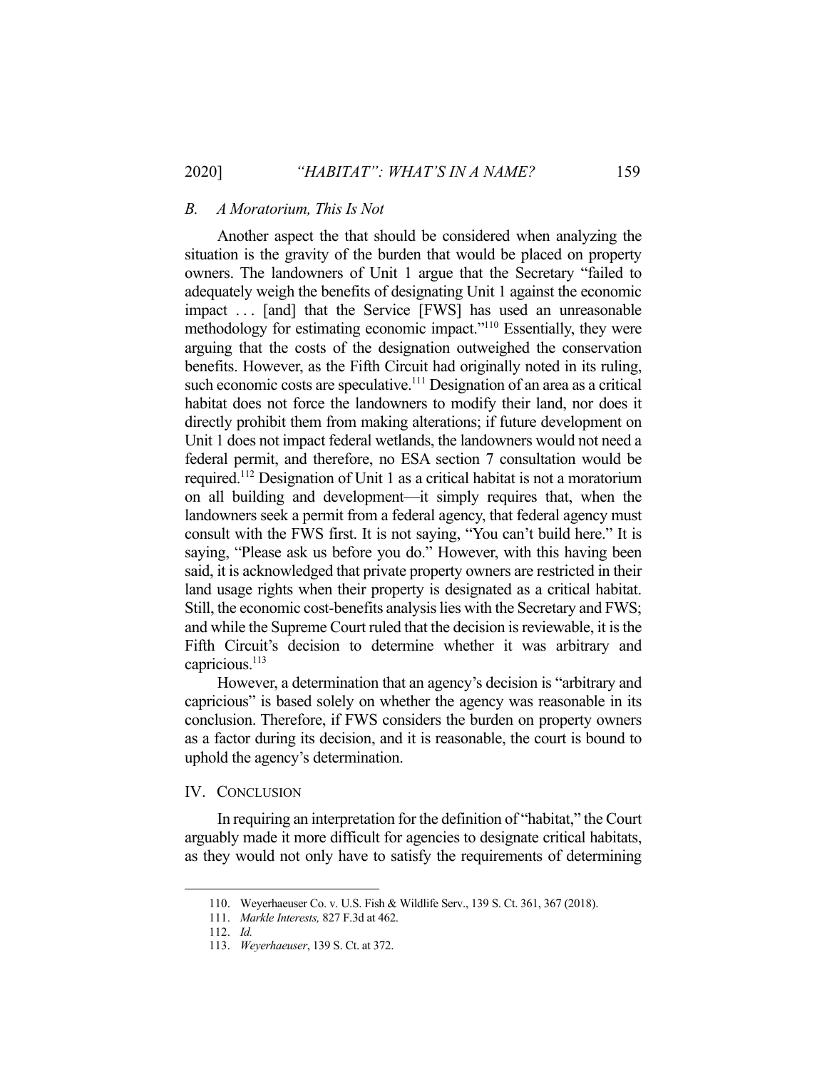### *B. A Moratorium, This Is Not*

Another aspect the that should be considered when analyzing the situation is the gravity of the burden that would be placed on property owners. The landowners of Unit 1 argue that the Secretary "failed to adequately weigh the benefits of designating Unit 1 against the economic impact . . . [and] that the Service [FWS] has used an unreasonable methodology for estimating economic impact."[110] Essentially, they were arguing that the costs of the designation outweighed the conservation benefits. However, as the Fifth Circuit had originally noted in its ruling, such economic costs are speculative.[111] Designation of an area as a critical habitat does not force the landowners to modify their land, nor does it directly prohibit them from making alterations; if future development on Unit 1 does not impact federal wetlands, the landowners would not need a federal permit, and therefore, no ESA section 7 consultation would be required.[112] Designation of Unit 1 as a critical habitat is not a moratorium on all building and development—it simply requires that, when the landowners seek a permit from a federal agency, that federal agency must consult with the FWS first. It is not saying, "You can't build here." It is saying, "Please ask us before you do." However, with this having been said, it is acknowledged that private property owners are restricted in their land usage rights when their property is designated as a critical habitat. Still, the economic cost-benefits analysis lies with the Secretary and FWS; and while the Supreme Court ruled that the decision is reviewable, it is the Fifth Circuit's decision to determine whether it was arbitrary and capricious.[113]

However, a determination that an agency's decision is "arbitrary and capricious" is based solely on whether the agency was reasonable in its conclusion. Therefore, if FWS considers the burden on property owners as a factor during its decision, and it is reasonable, the court is bound to uphold the agency's determination.

## IV. CONCLUSION

In requiring an interpretation for the definition of "habitat," the Court arguably made it more difficult for agencies to designate critical habitats, as they would not only have to satisfy the requirements of determining

---

110. Weyerhaeuser Co. v. U.S. Fish & Wildlife Serv., 139 S. Ct. 361, 367 (2018).

111. *Markle Interests,* 827 F.3d at 462.

112. *Id.*

113. *Weyerhaeuser*, 139 S. Ct. at 372.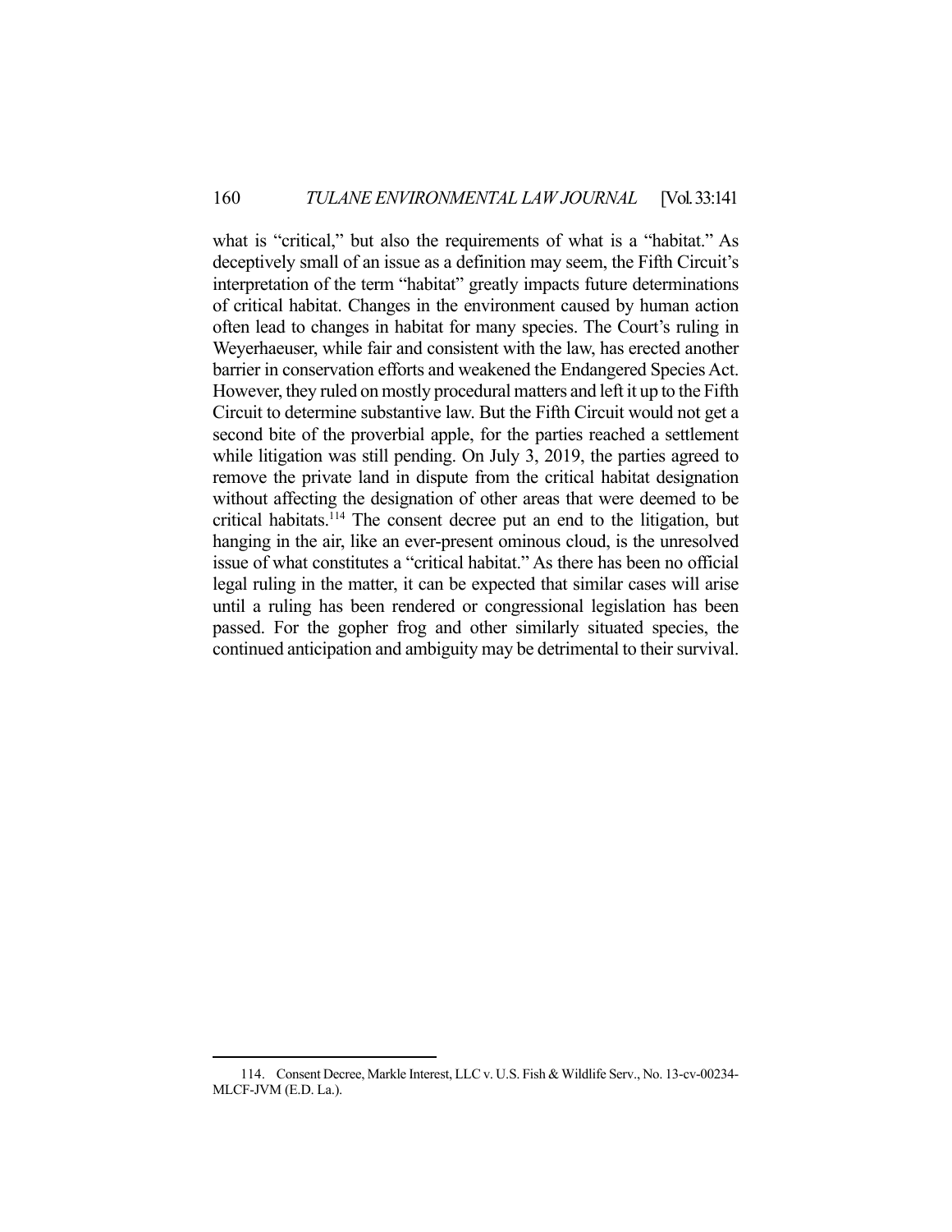what is "critical," but also the requirements of what is a "habitat." As deceptively small of an issue as a definition may seem, the Fifth Circuit's interpretation of the term "habitat" greatly impacts future determinations of critical habitat. Changes in the environment caused by human action often lead to changes in habitat for many species. The Court's ruling in Weyerhaeuser, while fair and consistent with the law, has erected another barrier in conservation efforts and weakened the Endangered Species Act. However, they ruled on mostly procedural matters and left it up to the Fifth Circuit to determine substantive law. But the Fifth Circuit would not get a second bite of the proverbial apple, for the parties reached a settlement while litigation was still pending. On July 3, 2019, the parties agreed to remove the private land in dispute from the critical habitat designation without affecting the designation of other areas that were deemed to be critical habitats.[114] The consent decree put an end to the litigation, but hanging in the air, like an ever-present ominous cloud, is the unresolved issue of what constitutes a "critical habitat." As there has been no official legal ruling in the matter, it can be expected that similar cases will arise until a ruling has been rendered or congressional legislation has been passed. For the gopher frog and other similarly situated species, the continued anticipation and ambiguity may be detrimental to their survival.

---

114. Consent Decree, Markle Interest, LLC v. U.S. Fish & Wildlife Serv., No. 13-cv-00234-MLCF-JVM (E.D. La.).